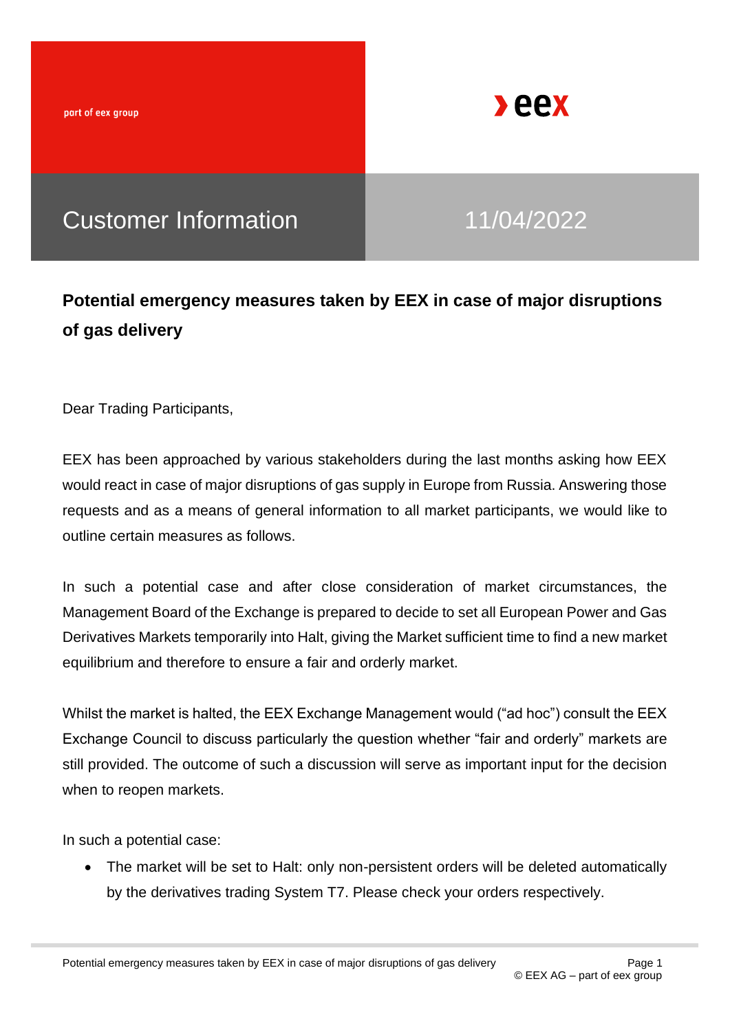part of eex group

eex

# Customer Information

11/04/2022

## Potential emergency measures taken by EEX in case of major disruptions of gas delivery

Dear Trading Participants,

EEX has been approached by various stakeholders during the last months asking how EEX would react in case of major disruptions of gas supply in Europe from Russia. Answering those requests and as a means of general information to all market participants, we would like to outline certain measures as follows.

In such a potential case and after close consideration of market circumstances, the Management Board of the Exchange is prepared to decide to set all European Power and Gas Derivatives Markets temporarily into Halt, giving the Market sufficient time to find a new market equilibrium and therefore to ensure a fair and orderly market.

Whilst the market is halted, the EEX Exchange Management would ("ad hoc") consult the EEX Exchange Council to discuss particularly the question whether "fair and orderly" markets are still provided. The outcome of such a discussion will serve as important input for the decision when to reopen markets.

In such a potential case:

- The market will be set to Halt: only non-persistent orders will be deleted automatically by the derivatives trading System T7. Please check your orders respectively.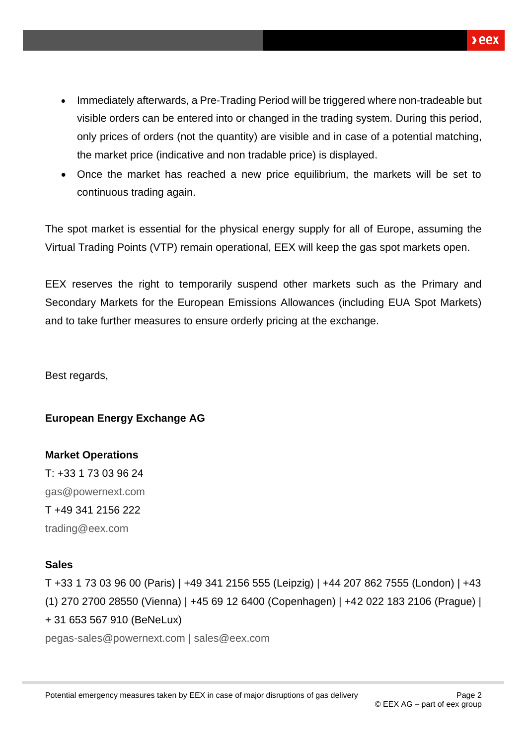- Immediately afterwards, a Pre-Trading Period will be triggered where non-tradeable but visible orders can be entered into or changed in the trading system. During this period, only prices of orders (not the quantity) are visible and in case of a potential matching, the market price (indicative and non tradable price) is displayed.
- Once the market has reached a new price equilibrium, the markets will be set to continuous trading again.

The spot market is essential for the physical energy supply for all of Europe, assuming the Virtual Trading Points (VTP) remain operational, EEX will keep the gas spot markets open.

EEX reserves the right to temporarily suspend other markets such as the Primary and Secondary Markets for the European Emissions Allowances (including EUA Spot Markets) and to take further measures to ensure orderly pricing at the exchange.

Best regards,

**European Energy Exchange AG**

**Market Operations**

T: +33 1 73 03 96 24

gas@powernext.com

T +49 341 2156 222

trading@eex.com

**Sales**

T +33 1 73 03 96 00 (Paris) | +49 341 2156 555 (Leipzig) | +44 207 862 7555 (London) | +43 (1) 270 2700 28550 (Vienna) | +45 69 12 6400 (Copenhagen) | +42 022 183 2106 (Prague) | + 31 653 567 910 (BeNeLux)

pegas-sales@powernext.com | sales@eex.com